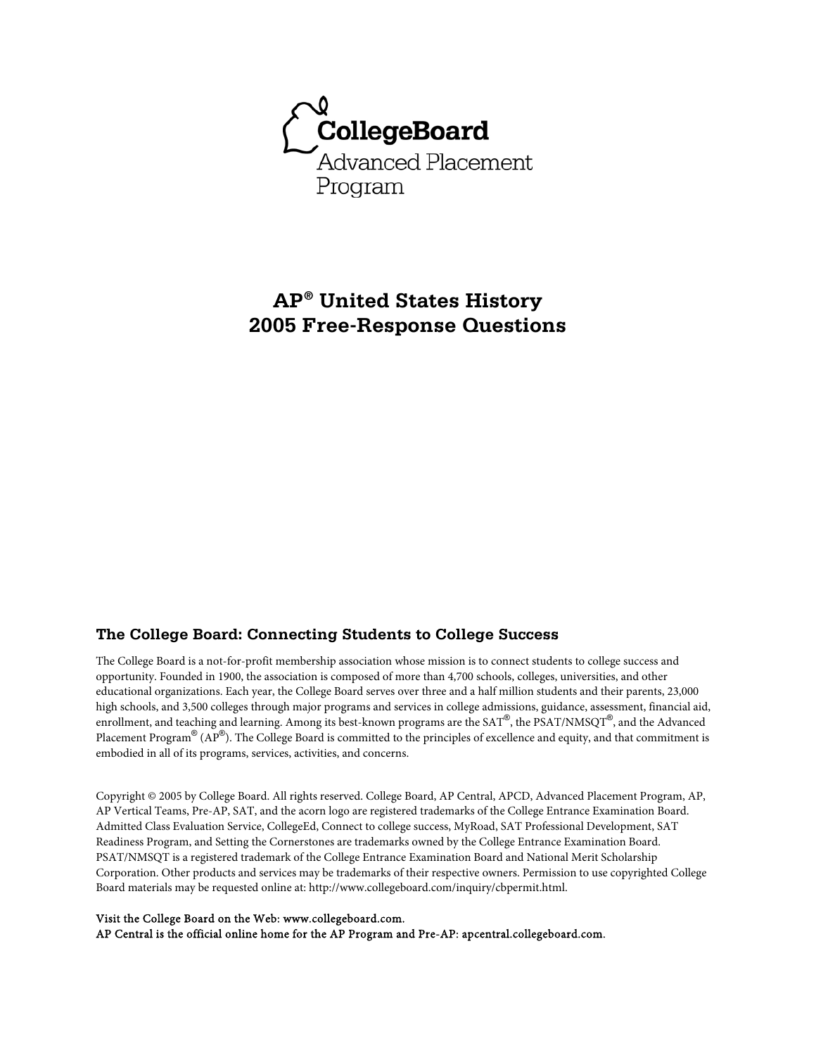CollegeBoard

Advanced Placement Program

# AP® United States History 2005 Free-Response Questions

## The College Board: Connecting Students to College Success

The College Board is a not-for-profit membership association whose mission is to connect students to college success and opportunity. Founded in 1900, the association is composed of more than 4,700 schools, colleges, universities, and other educational organizations. Each year, the College Board serves over three and a half million students and their parents, 23,000 high schools, and 3,500 colleges through major programs and services in college admissions, guidance, assessment, financial aid, enrollment, and teaching and learning. Among its best-known programs are the SAT®, the PSAT/NMSQT®, and the Advanced Placement Program® (AP®). The College Board is committed to the principles of excellence and equity, and that commitment is embodied in all of its programs, services, activities, and concerns.

Copyright © 2005 by College Board. All rights reserved. College Board, AP Central, APCD, Advanced Placement Program, AP, AP Vertical Teams, Pre-AP, SAT, and the acorn logo are registered trademarks of the College Entrance Examination Board. Admitted Class Evaluation Service, CollegeEd, Connect to college success, MyRoad, SAT Professional Development, SAT Readiness Program, and Setting the Cornerstones are trademarks owned by the College Entrance Examination Board. PSAT/NMSQT is a registered trademark of the College Entrance Examination Board and National Merit Scholarship Corporation. Other products and services may be trademarks of their respective owners. Permission to use copyrighted College Board materials may be requested online at: http://www.collegeboard.com/inquiry/cbpermit.html.

Visit the College Board on the Web: www.collegeboard.com.
AP Central is the official online home for the AP Program and Pre-AP: apcentral.collegeboard.com.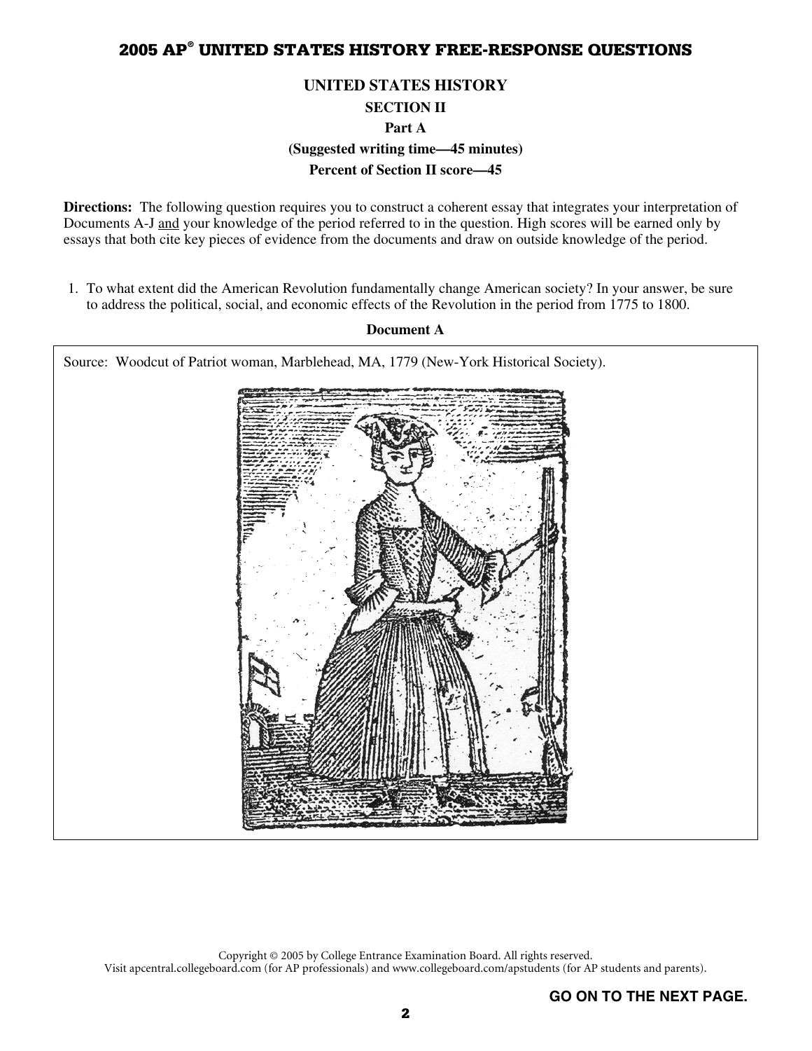## 2005 AP® UNITED STATES HISTORY FREE-RESPONSE QUESTIONS

### UNITED STATES HISTORY

**SECTION II**

**Part A**

**(Suggested writing time—45 minutes)**

**Percent of Section II score—45**

**Directions:** The following question requires you to construct a coherent essay that integrates your interpretation of Documents A-J and your knowledge of the period referred to in the question. High scores will be earned only by essays that both cite key pieces of evidence from the documents and draw on outside knowledge of the period.

1. To what extent did the American Revolution fundamentally change American society? In your answer, be sure to address the political, social, and economic effects of the Revolution in the period from 1775 to 1800.

**Document A**

Source: Woodcut of Patriot woman, Marblehead, MA, 1779 (New-York Historical Society).

Copyright © 2005 by College Entrance Examination Board. All rights reserved.
Visit apcentral.collegeboard.com (for AP professionals) and www.collegeboard.com/apstudents (for AP students and parents).

GO ON TO THE NEXT PAGE.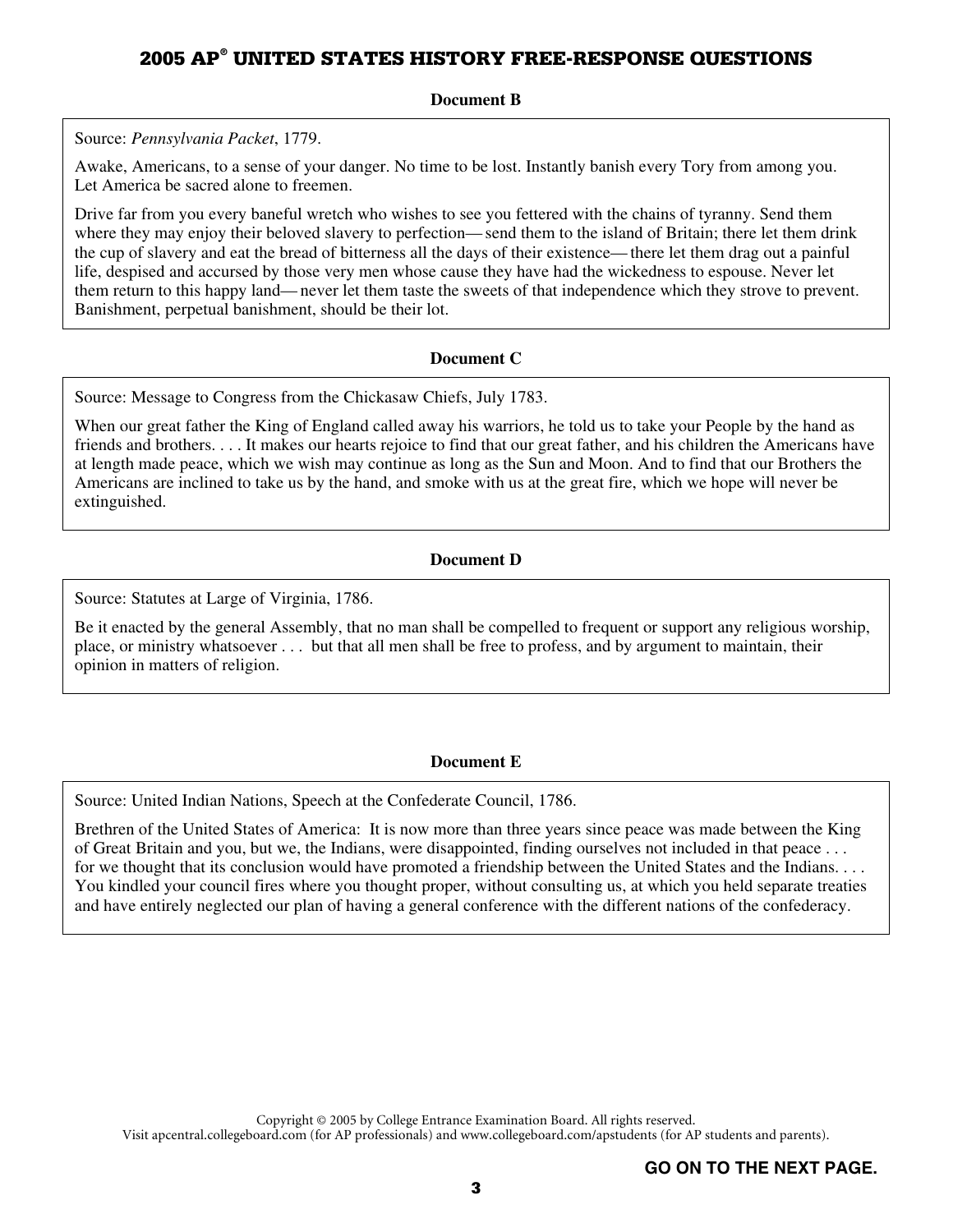### Document B

Source: *Pennsylvania Packet*, 1779.

Awake, Americans, to a sense of your danger. No time to be lost. Instantly banish every Tory from among you. Let America be sacred alone to freemen.

Drive far from you every baneful wretch who wishes to see you fettered with the chains of tyranny. Send them where they may enjoy their beloved slavery to perfection— send them to the island of Britain; there let them drink the cup of slavery and eat the bread of bitterness all the days of their existence— there let them drag out a painful life, despised and accursed by those very men whose cause they have had the wickedness to espouse. Never let them return to this happy land— never let them taste the sweets of that independence which they strove to prevent. Banishment, perpetual banishment, should be their lot.

### Document C

Source: Message to Congress from the Chickasaw Chiefs, July 1783.

When our great father the King of England called away his warriors, he told us to take your People by the hand as friends and brothers. . . . It makes our hearts rejoice to find that our great father, and his children the Americans have at length made peace, which we wish may continue as long as the Sun and Moon. And to find that our Brothers the Americans are inclined to take us by the hand, and smoke with us at the great fire, which we hope will never be extinguished.

### Document D

Source: Statutes at Large of Virginia, 1786.

Be it enacted by the general Assembly, that no man shall be compelled to frequent or support any religious worship, place, or ministry whatsoever . . . but that all men shall be free to profess, and by argument to maintain, their opinion in matters of religion.

### Document E

Source: United Indian Nations, Speech at the Confederate Council, 1786.

Brethren of the United States of America: It is now more than three years since peace was made between the King of Great Britain and you, but we, the Indians, were disappointed, finding ourselves not included in that peace . . . for we thought that its conclusion would have promoted a friendship between the United States and the Indians. . . . You kindled your council fires where you thought proper, without consulting us, at which you held separate treaties and have entirely neglected our plan of having a general conference with the different nations of the confederacy.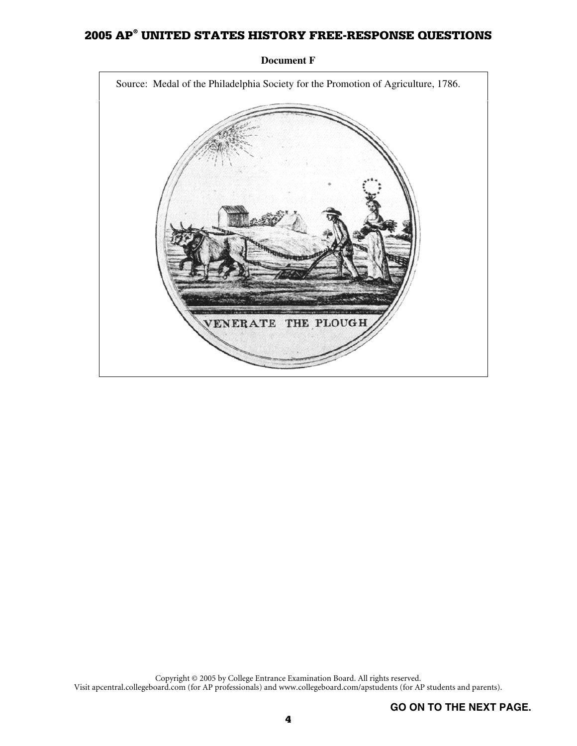**Document F**

Source: Medal of the Philadelphia Society for the Promotion of Agriculture, 1786.

VENERATE THE PLOUGH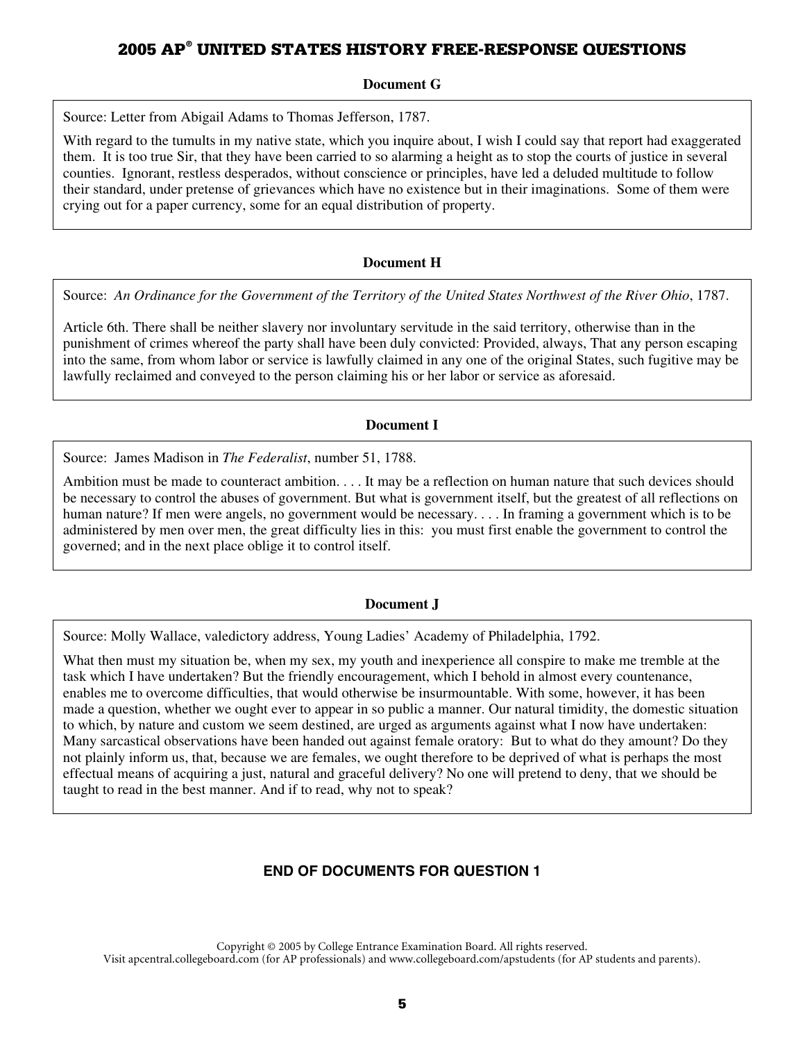### Document G

Source: Letter from Abigail Adams to Thomas Jefferson, 1787.

With regard to the tumults in my native state, which you inquire about, I wish I could say that report had exaggerated them. It is too true Sir, that they have been carried to so alarming a height as to stop the courts of justice in several counties. Ignorant, restless desperados, without conscience or principles, have led a deluded multitude to follow their standard, under pretense of grievances which have no existence but in their imaginations. Some of them were crying out for a paper currency, some for an equal distribution of property.

### Document H

Source: *An Ordinance for the Government of the Territory of the United States Northwest of the River Ohio*, 1787.

Article 6th. There shall be neither slavery nor involuntary servitude in the said territory, otherwise than in the punishment of crimes whereof the party shall have been duly convicted: Provided, always, That any person escaping into the same, from whom labor or service is lawfully claimed in any one of the original States, such fugitive may be lawfully reclaimed and conveyed to the person claiming his or her labor or service as aforesaid.

### Document I

Source: James Madison in *The Federalist*, number 51, 1788.

Ambition must be made to counteract ambition. . . . It may be a reflection on human nature that such devices should be necessary to control the abuses of government. But what is government itself, but the greatest of all reflections on human nature? If men were angels, no government would be necessary. . . . In framing a government which is to be administered by men over men, the great difficulty lies in this: you must first enable the government to control the governed; and in the next place oblige it to control itself.

### Document J

Source: Molly Wallace, valedictory address, Young Ladies' Academy of Philadelphia, 1792.

What then must my situation be, when my sex, my youth and inexperience all conspire to make me tremble at the task which I have undertaken? But the friendly encouragement, which I behold in almost every countenance, enables me to overcome difficulties, that would otherwise be insurmountable. With some, however, it has been made a question, whether we ought ever to appear in so public a manner. Our natural timidity, the domestic situation to which, by nature and custom we seem destined, are urged as arguments against what I now have undertaken: Many sarcastical observations have been handed out against female oratory: But to what do they amount? Do they not plainly inform us, that, because we are females, we ought therefore to be deprived of what is perhaps the most effectual means of acquiring a just, natural and graceful delivery? No one will pretend to deny, that we should be taught to read in the best manner. And if to read, why not to speak?

**END OF DOCUMENTS FOR QUESTION 1**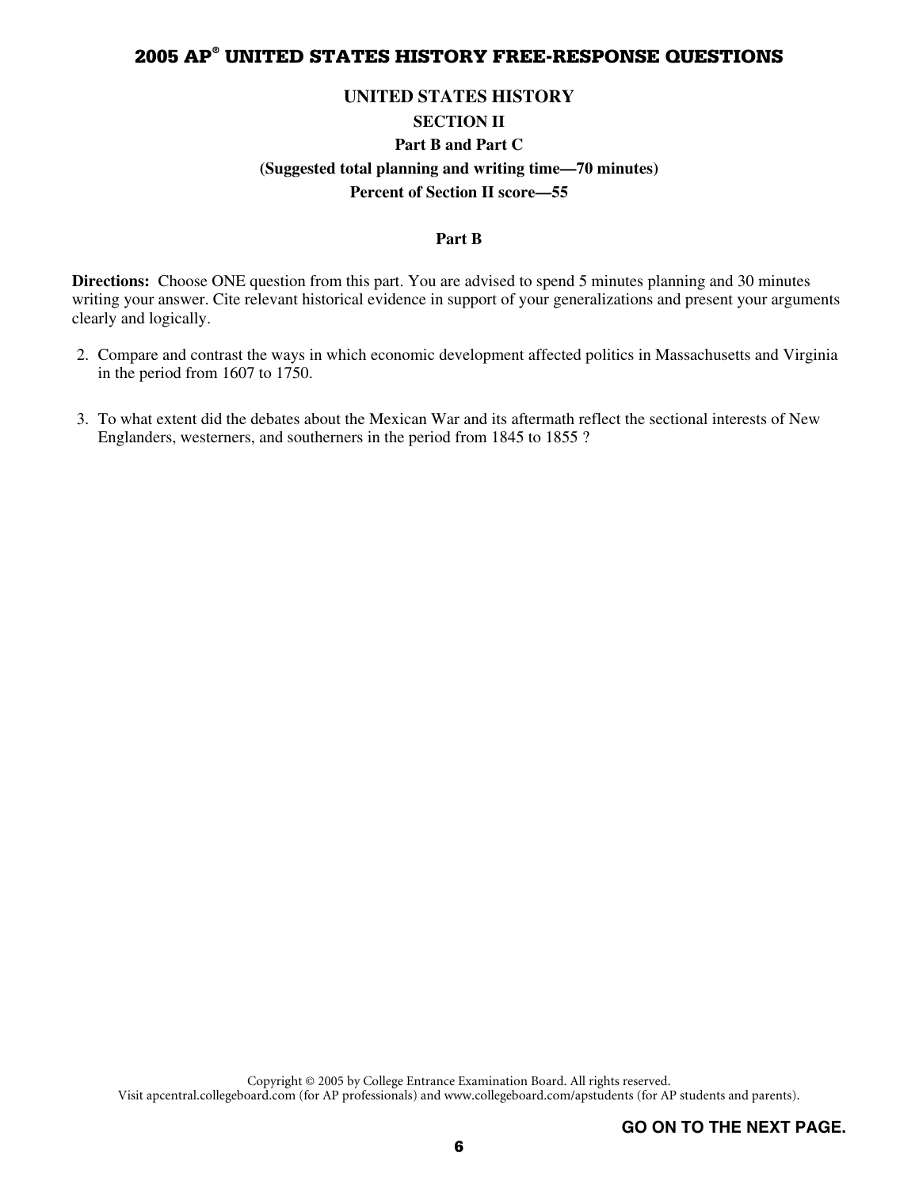# UNITED STATES HISTORY

## SECTION II

### Part B and Part C

**(Suggested total planning and writing time—70 minutes)**

**Percent of Section II score—55**

### Part B

**Directions:** Choose ONE question from this part. You are advised to spend 5 minutes planning and 30 minutes writing your answer. Cite relevant historical evidence in support of your generalizations and present your arguments clearly and logically.

2. Compare and contrast the ways in which economic development affected politics in Massachusetts and Virginia in the period from 1607 to 1750.

3. To what extent did the debates about the Mexican War and its aftermath reflect the sectional interests of New Englanders, westerners, and southerners in the period from 1845 to 1855 ?

Copyright © 2005 by College Entrance Examination Board. All rights reserved.
Visit apcentral.collegeboard.com (for AP professionals) and www.collegeboard.com/apstudents (for AP students and parents).

GO ON TO THE NEXT PAGE.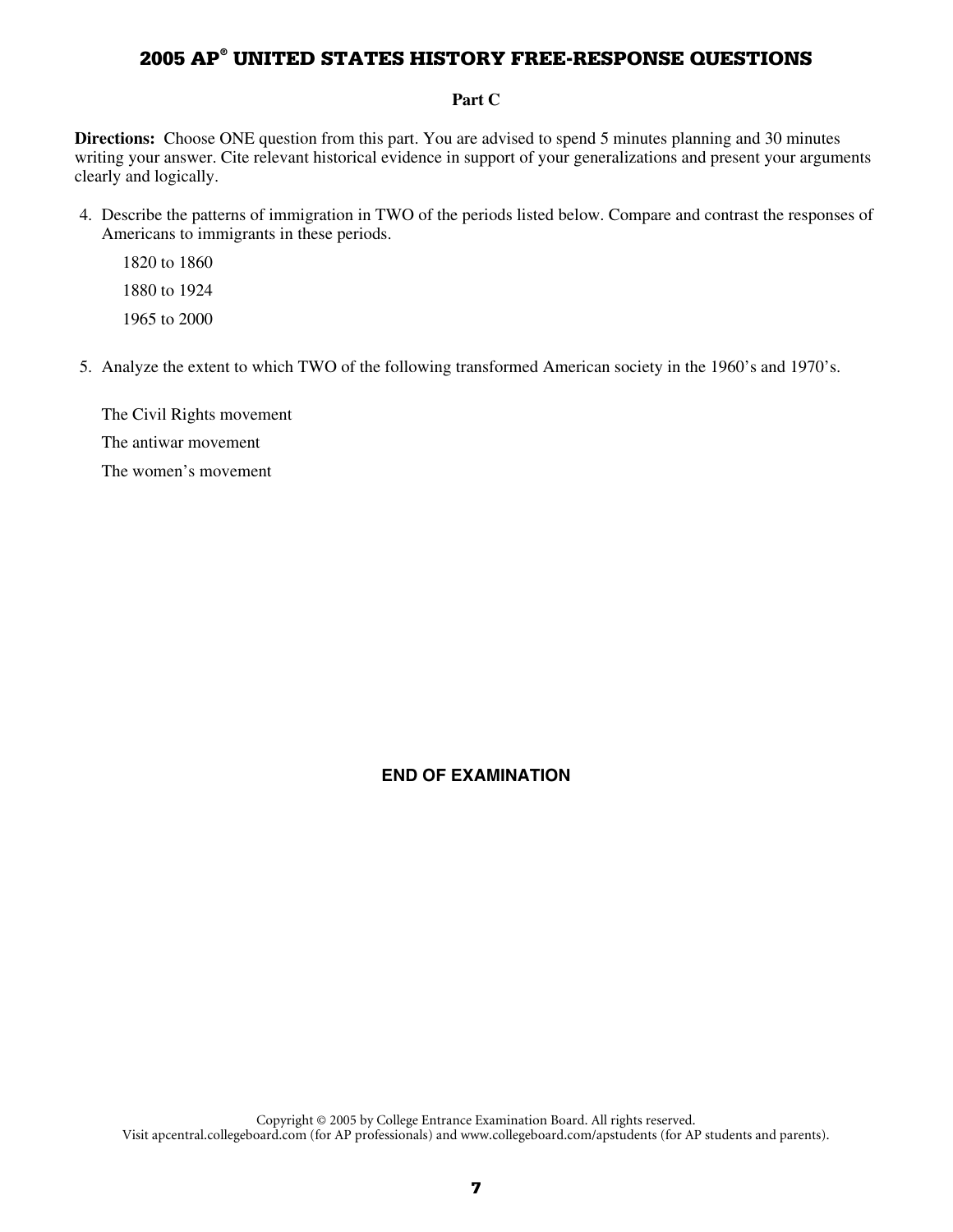## Part C

**Directions:** Choose ONE question from this part. You are advised to spend 5 minutes planning and 30 minutes writing your answer. Cite relevant historical evidence in support of your generalizations and present your arguments clearly and logically.

4. Describe the patterns of immigration in TWO of the periods listed below. Compare and contrast the responses of Americans to immigrants in these periods.

   1820 to 1860

   1880 to 1924

   1965 to 2000

5. Analyze the extent to which TWO of the following transformed American society in the 1960's and 1970's.

   The Civil Rights movement

   The antiwar movement

   The women's movement

**END OF EXAMINATION**

Copyright © 2005 by College Entrance Examination Board. All rights reserved.
Visit apcentral.collegeboard.com (for AP professionals) and www.collegeboard.com/apstudents (for AP students and parents).